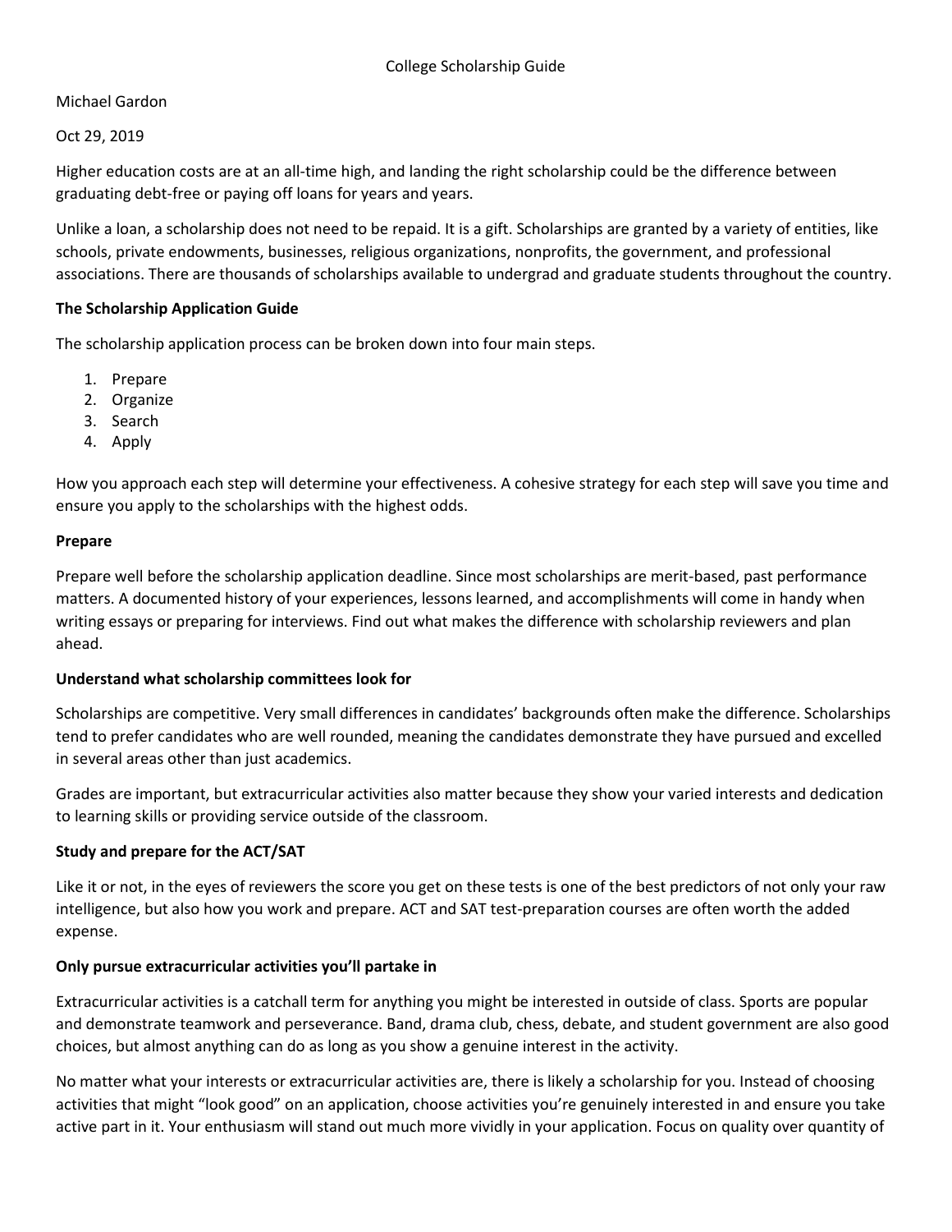# College Scholarship Guide

Michael Gardon

Oct 29, 2019

Higher education costs are at an all-time high, and landing the right scholarship could be the difference between graduating debt-free or paying off loans for years and years.

Unlike a loan, a scholarship does not need to be repaid. It is a gift. Scholarships are granted by a variety of entities, like schools, private endowments, businesses, religious organizations, nonprofits, the government, and professional associations. There are thousands of scholarships available to undergrad and graduate students throughout the country.

## The Scholarship Application Guide

The scholarship application process can be broken down into four main steps.

1. Prepare
2. Organize
3. Search
4. Apply

How you approach each step will determine your effectiveness. A cohesive strategy for each step will save you time and ensure you apply to the scholarships with the highest odds.

## Prepare

Prepare well before the scholarship application deadline. Since most scholarships are merit-based, past performance matters. A documented history of your experiences, lessons learned, and accomplishments will come in handy when writing essays or preparing for interviews. Find out what makes the difference with scholarship reviewers and plan ahead.

### Understand what scholarship committees look for

Scholarships are competitive. Very small differences in candidates' backgrounds often make the difference. Scholarships tend to prefer candidates who are well rounded, meaning the candidates demonstrate they have pursued and excelled in several areas other than just academics.

Grades are important, but extracurricular activities also matter because they show your varied interests and dedication to learning skills or providing service outside of the classroom.

### Study and prepare for the ACT/SAT

Like it or not, in the eyes of reviewers the score you get on these tests is one of the best predictors of not only your raw intelligence, but also how you work and prepare. ACT and SAT test-preparation courses are often worth the added expense.

### Only pursue extracurricular activities you'll partake in

Extracurricular activities is a catchall term for anything you might be interested in outside of class. Sports are popular and demonstrate teamwork and perseverance. Band, drama club, chess, debate, and student government are also good choices, but almost anything can do as long as you show a genuine interest in the activity.

No matter what your interests or extracurricular activities are, there is likely a scholarship for you. Instead of choosing activities that might "look good" on an application, choose activities you're genuinely interested in and ensure you take active part in it. Your enthusiasm will stand out much more vividly in your application. Focus on quality over quantity of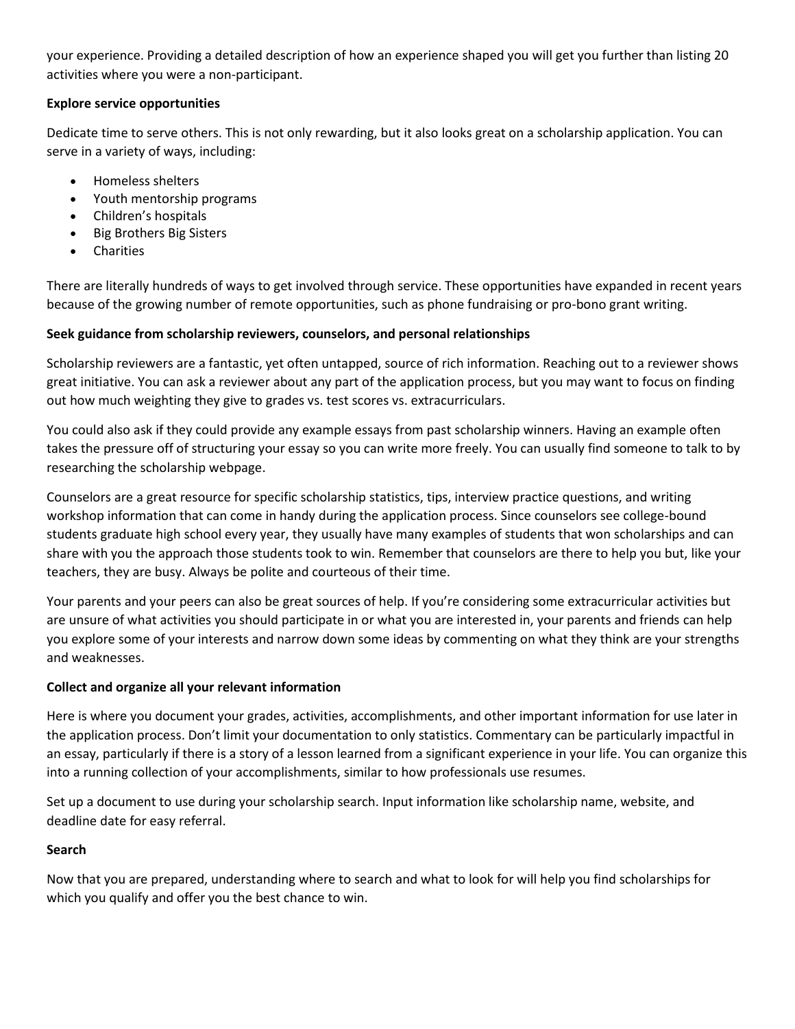your experience. Providing a detailed description of how an experience shaped you will get you further than listing 20 activities where you were a non-participant.

**Explore service opportunities**

Dedicate time to serve others. This is not only rewarding, but it also looks great on a scholarship application. You can serve in a variety of ways, including:

- Homeless shelters
- Youth mentorship programs
- Children's hospitals
- Big Brothers Big Sisters
- Charities

There are literally hundreds of ways to get involved through service. These opportunities have expanded in recent years because of the growing number of remote opportunities, such as phone fundraising or pro-bono grant writing.

**Seek guidance from scholarship reviewers, counselors, and personal relationships**

Scholarship reviewers are a fantastic, yet often untapped, source of rich information. Reaching out to a reviewer shows great initiative. You can ask a reviewer about any part of the application process, but you may want to focus on finding out how much weighting they give to grades vs. test scores vs. extracurriculars.

You could also ask if they could provide any example essays from past scholarship winners. Having an example often takes the pressure off of structuring your essay so you can write more freely. You can usually find someone to talk to by researching the scholarship webpage.

Counselors are a great resource for specific scholarship statistics, tips, interview practice questions, and writing workshop information that can come in handy during the application process. Since counselors see college-bound students graduate high school every year, they usually have many examples of students that won scholarships and can share with you the approach those students took to win. Remember that counselors are there to help you but, like your teachers, they are busy. Always be polite and courteous of their time.

Your parents and your peers can also be great sources of help. If you're considering some extracurricular activities but are unsure of what activities you should participate in or what you are interested in, your parents and friends can help you explore some of your interests and narrow down some ideas by commenting on what they think are your strengths and weaknesses.

**Collect and organize all your relevant information**

Here is where you document your grades, activities, accomplishments, and other important information for use later in the application process. Don't limit your documentation to only statistics. Commentary can be particularly impactful in an essay, particularly if there is a story of a lesson learned from a significant experience in your life. You can organize this into a running collection of your accomplishments, similar to how professionals use resumes.

Set up a document to use during your scholarship search. Input information like scholarship name, website, and deadline date for easy referral.

**Search**

Now that you are prepared, understanding where to search and what to look for will help you find scholarships for which you qualify and offer you the best chance to win.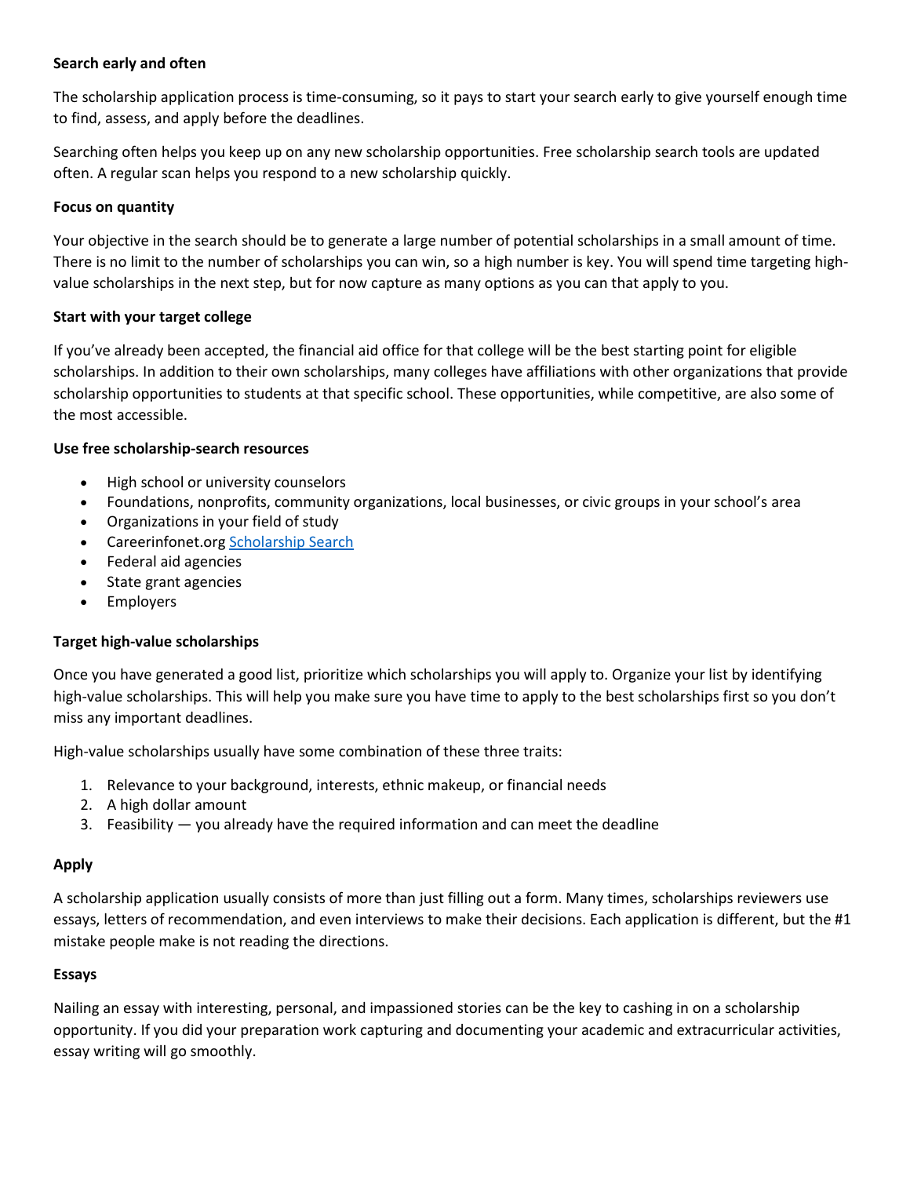**Search early and often**

The scholarship application process is time-consuming, so it pays to start your search early to give yourself enough time to find, assess, and apply before the deadlines.

Searching often helps you keep up on any new scholarship opportunities. Free scholarship search tools are updated often. A regular scan helps you respond to a new scholarship quickly.

**Focus on quantity**

Your objective in the search should be to generate a large number of potential scholarships in a small amount of time. There is no limit to the number of scholarships you can win, so a high number is key. You will spend time targeting high-value scholarships in the next step, but for now capture as many options as you can that apply to you.

**Start with your target college**

If you've already been accepted, the financial aid office for that college will be the best starting point for eligible scholarships. In addition to their own scholarships, many colleges have affiliations with other organizations that provide scholarship opportunities to students at that specific school. These opportunities, while competitive, are also some of the most accessible.

**Use free scholarship-search resources**

- High school or university counselors
- Foundations, nonprofits, community organizations, local businesses, or civic groups in your school's area
- Organizations in your field of study
- Careerinfonet.org Scholarship Search
- Federal aid agencies
- State grant agencies
- Employers

**Target high-value scholarships**

Once you have generated a good list, prioritize which scholarships you will apply to. Organize your list by identifying high-value scholarships. This will help you make sure you have time to apply to the best scholarships first so you don't miss any important deadlines.

High-value scholarships usually have some combination of these three traits:

1. Relevance to your background, interests, ethnic makeup, or financial needs
2. A high dollar amount
3. Feasibility — you already have the required information and can meet the deadline

**Apply**

A scholarship application usually consists of more than just filling out a form. Many times, scholarships reviewers use essays, letters of recommendation, and even interviews to make their decisions. Each application is different, but the #1 mistake people make is not reading the directions.

**Essays**

Nailing an essay with interesting, personal, and impassioned stories can be the key to cashing in on a scholarship opportunity. If you did your preparation work capturing and documenting your academic and extracurricular activities, essay writing will go smoothly.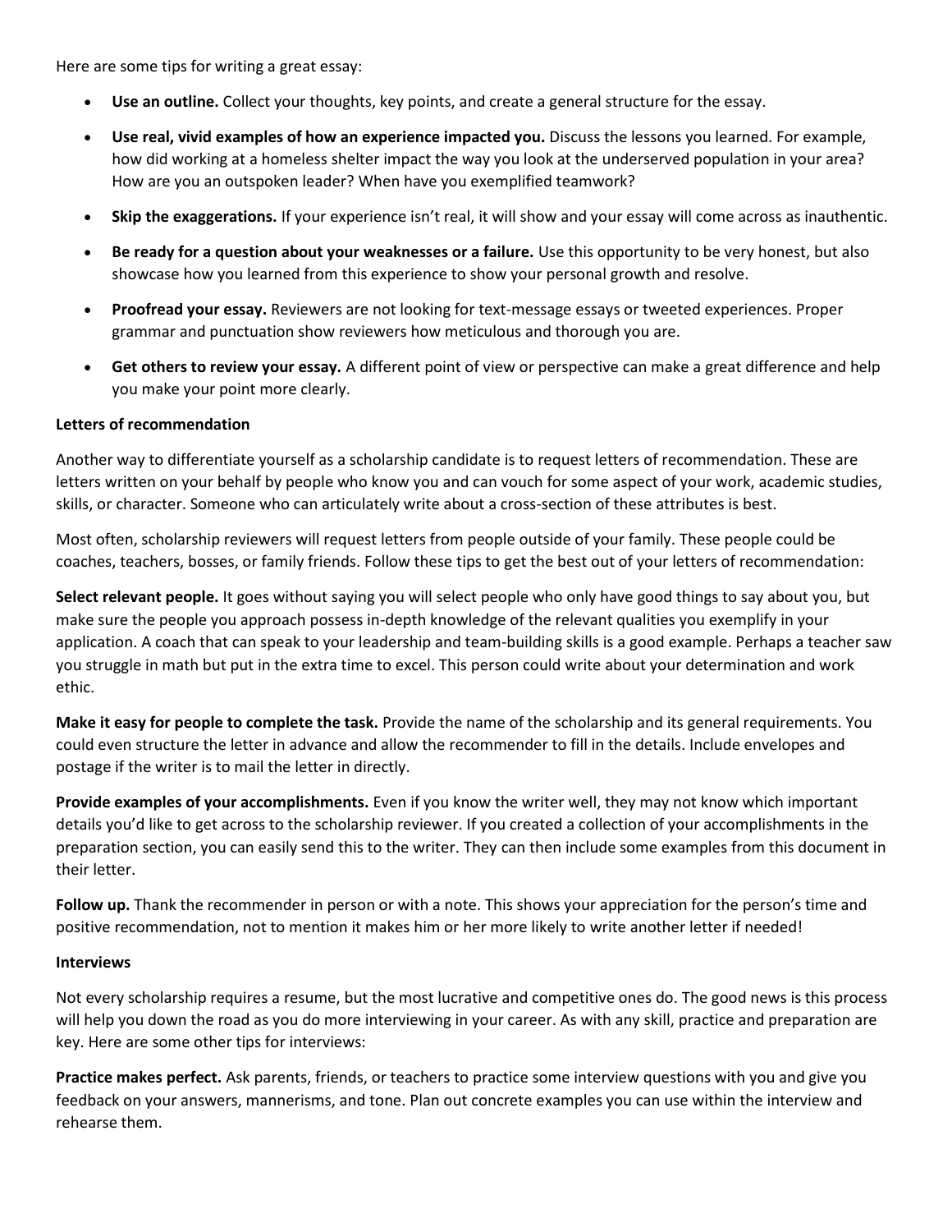Here are some tips for writing a great essay:

- **Use an outline.** Collect your thoughts, key points, and create a general structure for the essay.
- **Use real, vivid examples of how an experience impacted you.** Discuss the lessons you learned. For example, how did working at a homeless shelter impact the way you look at the underserved population in your area? How are you an outspoken leader? When have you exemplified teamwork?
- **Skip the exaggerations.** If your experience isn't real, it will show and your essay will come across as inauthentic.
- **Be ready for a question about your weaknesses or a failure.** Use this opportunity to be very honest, but also showcase how you learned from this experience to show your personal growth and resolve.
- **Proofread your essay.** Reviewers are not looking for text-message essays or tweeted experiences. Proper grammar and punctuation show reviewers how meticulous and thorough you are.
- **Get others to review your essay.** A different point of view or perspective can make a great difference and help you make your point more clearly.

**Letters of recommendation**

Another way to differentiate yourself as a scholarship candidate is to request letters of recommendation. These are letters written on your behalf by people who know you and can vouch for some aspect of your work, academic studies, skills, or character. Someone who can articulately write about a cross-section of these attributes is best.

Most often, scholarship reviewers will request letters from people outside of your family. These people could be coaches, teachers, bosses, or family friends. Follow these tips to get the best out of your letters of recommendation:

**Select relevant people.** It goes without saying you will select people who only have good things to say about you, but make sure the people you approach possess in-depth knowledge of the relevant qualities you exemplify in your application. A coach that can speak to your leadership and team-building skills is a good example. Perhaps a teacher saw you struggle in math but put in the extra time to excel. This person could write about your determination and work ethic.

**Make it easy for people to complete the task.** Provide the name of the scholarship and its general requirements. You could even structure the letter in advance and allow the recommender to fill in the details. Include envelopes and postage if the writer is to mail the letter in directly.

**Provide examples of your accomplishments.** Even if you know the writer well, they may not know which important details you'd like to get across to the scholarship reviewer. If you created a collection of your accomplishments in the preparation section, you can easily send this to the writer. They can then include some examples from this document in their letter.

**Follow up.** Thank the recommender in person or with a note. This shows your appreciation for the person's time and positive recommendation, not to mention it makes him or her more likely to write another letter if needed!

**Interviews**

Not every scholarship requires a resume, but the most lucrative and competitive ones do. The good news is this process will help you down the road as you do more interviewing in your career. As with any skill, practice and preparation are key. Here are some other tips for interviews:

**Practice makes perfect.** Ask parents, friends, or teachers to practice some interview questions with you and give you feedback on your answers, mannerisms, and tone. Plan out concrete examples you can use within the interview and rehearse them.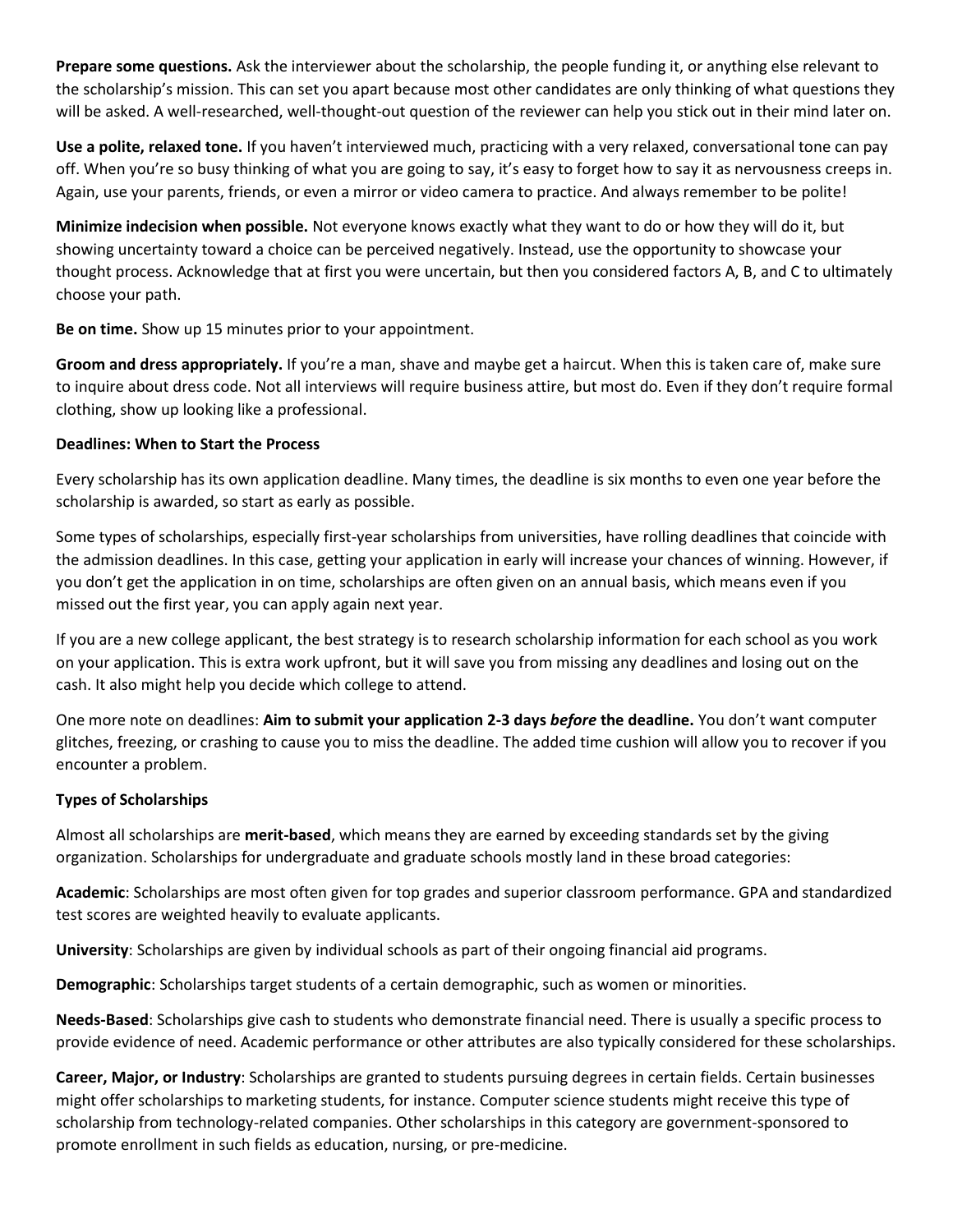**Prepare some questions.** Ask the interviewer about the scholarship, the people funding it, or anything else relevant to the scholarship's mission. This can set you apart because most other candidates are only thinking of what questions they will be asked. A well-researched, well-thought-out question of the reviewer can help you stick out in their mind later on.

**Use a polite, relaxed tone.** If you haven't interviewed much, practicing with a very relaxed, conversational tone can pay off. When you're so busy thinking of what you are going to say, it's easy to forget how to say it as nervousness creeps in. Again, use your parents, friends, or even a mirror or video camera to practice. And always remember to be polite!

**Minimize indecision when possible.** Not everyone knows exactly what they want to do or how they will do it, but showing uncertainty toward a choice can be perceived negatively. Instead, use the opportunity to showcase your thought process. Acknowledge that at first you were uncertain, but then you considered factors A, B, and C to ultimately choose your path.

**Be on time.** Show up 15 minutes prior to your appointment.

**Groom and dress appropriately.** If you're a man, shave and maybe get a haircut. When this is taken care of, make sure to inquire about dress code. Not all interviews will require business attire, but most do. Even if they don't require formal clothing, show up looking like a professional.

**Deadlines: When to Start the Process**

Every scholarship has its own application deadline. Many times, the deadline is six months to even one year before the scholarship is awarded, so start as early as possible.

Some types of scholarships, especially first-year scholarships from universities, have rolling deadlines that coincide with the admission deadlines. In this case, getting your application in early will increase your chances of winning. However, if you don't get the application in on time, scholarships are often given on an annual basis, which means even if you missed out the first year, you can apply again next year.

If you are a new college applicant, the best strategy is to research scholarship information for each school as you work on your application. This is extra work upfront, but it will save you from missing any deadlines and losing out on the cash. It also might help you decide which college to attend.

One more note on deadlines: **Aim to submit your application 2-3 days *before* the deadline.** You don't want computer glitches, freezing, or crashing to cause you to miss the deadline. The added time cushion will allow you to recover if you encounter a problem.

**Types of Scholarships**

Almost all scholarships are **merit-based**, which means they are earned by exceeding standards set by the giving organization. Scholarships for undergraduate and graduate schools mostly land in these broad categories:

**Academic**: Scholarships are most often given for top grades and superior classroom performance. GPA and standardized test scores are weighted heavily to evaluate applicants.

**University**: Scholarships are given by individual schools as part of their ongoing financial aid programs.

**Demographic**: Scholarships target students of a certain demographic, such as women or minorities.

**Needs-Based**: Scholarships give cash to students who demonstrate financial need. There is usually a specific process to provide evidence of need. Academic performance or other attributes are also typically considered for these scholarships.

**Career, Major, or Industry**: Scholarships are granted to students pursuing degrees in certain fields. Certain businesses might offer scholarships to marketing students, for instance. Computer science students might receive this type of scholarship from technology-related companies. Other scholarships in this category are government-sponsored to promote enrollment in such fields as education, nursing, or pre-medicine.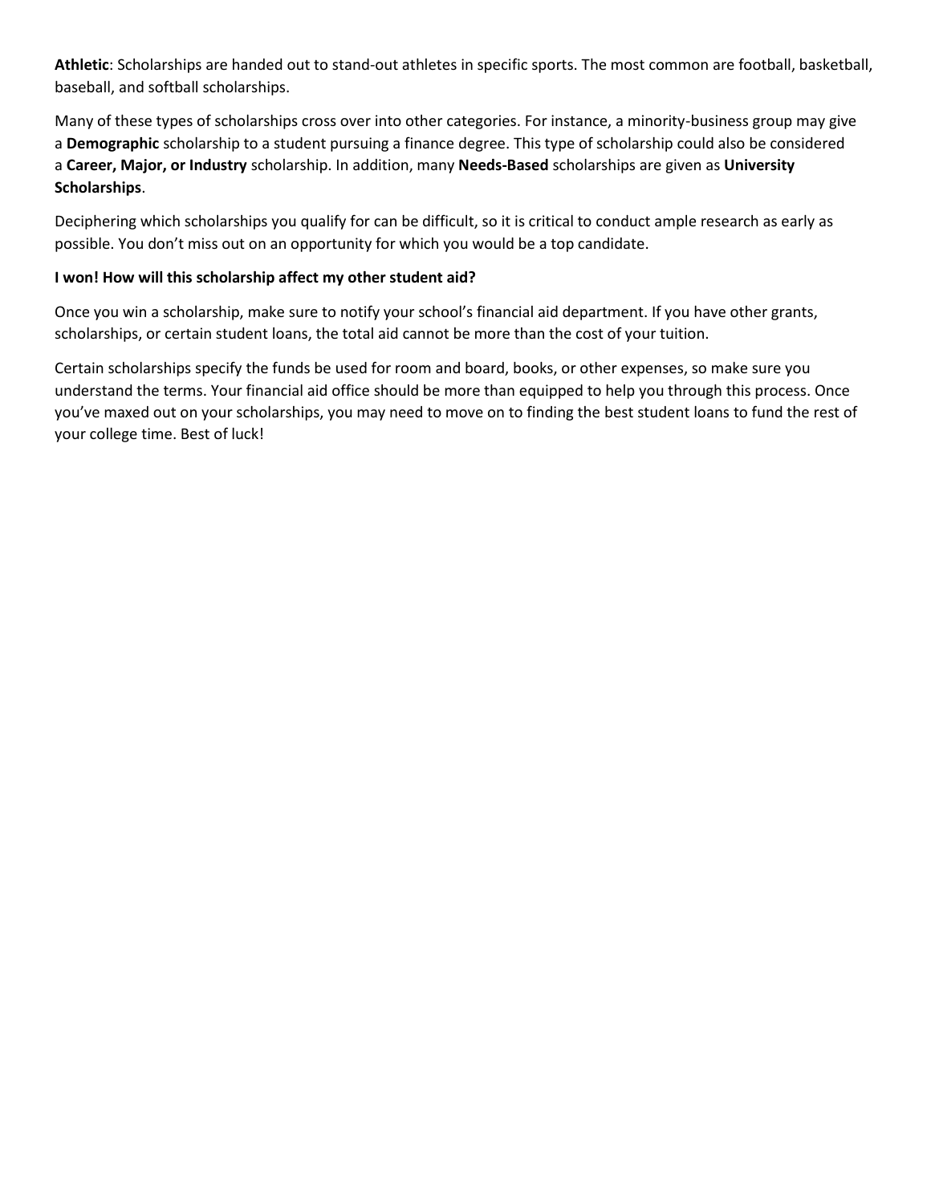**Athletic**: Scholarships are handed out to stand-out athletes in specific sports. The most common are football, basketball, baseball, and softball scholarships.

Many of these types of scholarships cross over into other categories. For instance, a minority-business group may give a **Demographic** scholarship to a student pursuing a finance degree. This type of scholarship could also be considered a **Career, Major, or Industry** scholarship. In addition, many **Needs-Based** scholarships are given as **University Scholarships**.

Deciphering which scholarships you qualify for can be difficult, so it is critical to conduct ample research as early as possible. You don't miss out on an opportunity for which you would be a top candidate.

**I won! How will this scholarship affect my other student aid?**

Once you win a scholarship, make sure to notify your school's financial aid department. If you have other grants, scholarships, or certain student loans, the total aid cannot be more than the cost of your tuition.

Certain scholarships specify the funds be used for room and board, books, or other expenses, so make sure you understand the terms. Your financial aid office should be more than equipped to help you through this process. Once you've maxed out on your scholarships, you may need to move on to finding the best student loans to fund the rest of your college time. Best of luck!